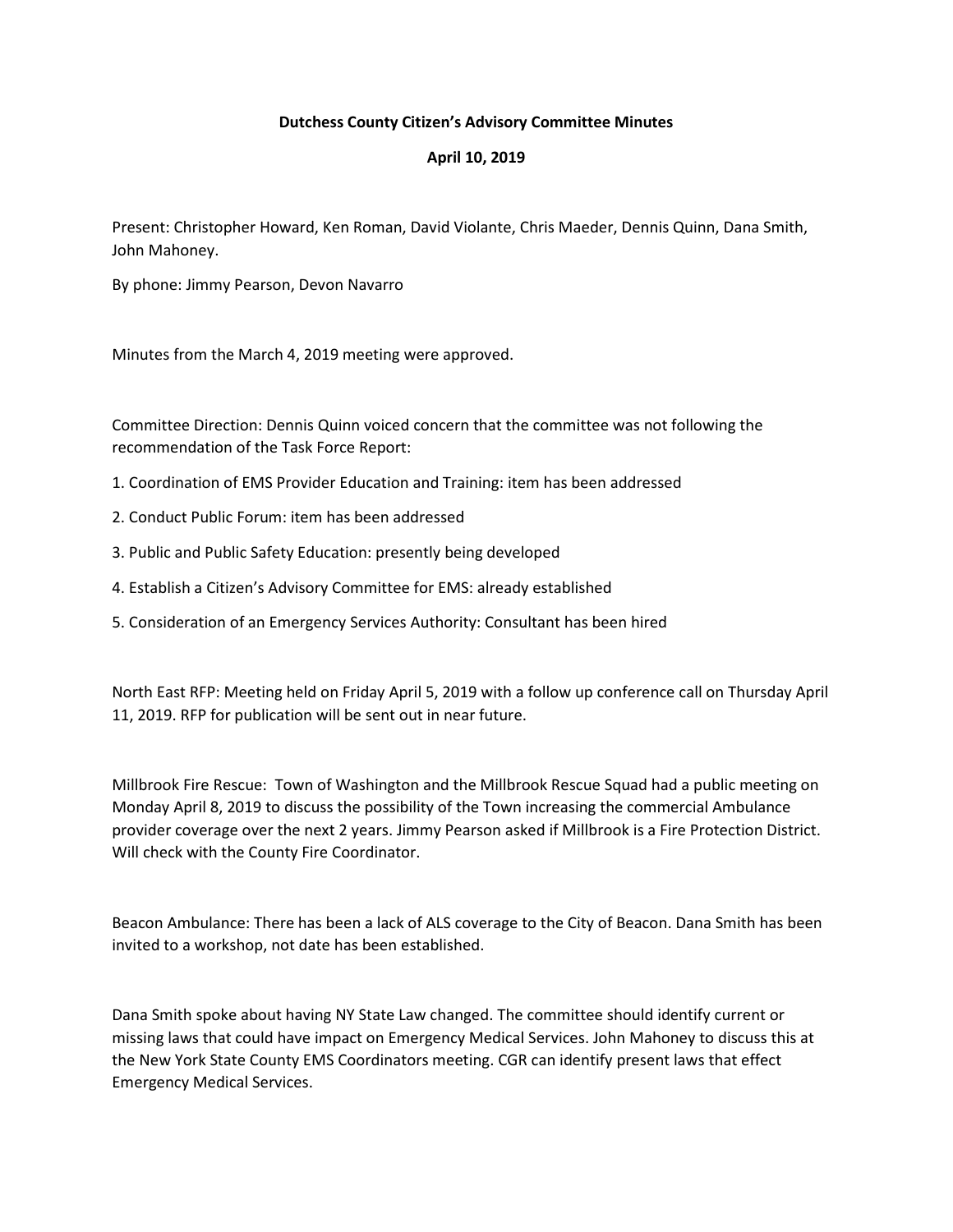**Dutchess County Citizen's Advisory Committee Minutes**

**April 10, 2019**

Present: Christopher Howard, Ken Roman, David Violante, Chris Maeder, Dennis Quinn, Dana Smith, John Mahoney.

By phone: Jimmy Pearson, Devon Navarro

Minutes from the March 4, 2019 meeting were approved.

Committee Direction: Dennis Quinn voiced concern that the committee was not following the recommendation of the Task Force Report:

1. Coordination of EMS Provider Education and Training: item has been addressed
2. Conduct Public Forum: item has been addressed
3. Public and Public Safety Education: presently being developed
4. Establish a Citizen's Advisory Committee for EMS: already established
5. Consideration of an Emergency Services Authority: Consultant has been hired

North East RFP: Meeting held on Friday April 5, 2019 with a follow up conference call on Thursday April 11, 2019. RFP for publication will be sent out in near future.

Millbrook Fire Rescue: Town of Washington and the Millbrook Rescue Squad had a public meeting on Monday April 8, 2019 to discuss the possibility of the Town increasing the commercial Ambulance provider coverage over the next 2 years. Jimmy Pearson asked if Millbrook is a Fire Protection District. Will check with the County Fire Coordinator.

Beacon Ambulance: There has been a lack of ALS coverage to the City of Beacon. Dana Smith has been invited to a workshop, not date has been established.

Dana Smith spoke about having NY State Law changed. The committee should identify current or missing laws that could have impact on Emergency Medical Services. John Mahoney to discuss this at the New York State County EMS Coordinators meeting. CGR can identify present laws that effect Emergency Medical Services.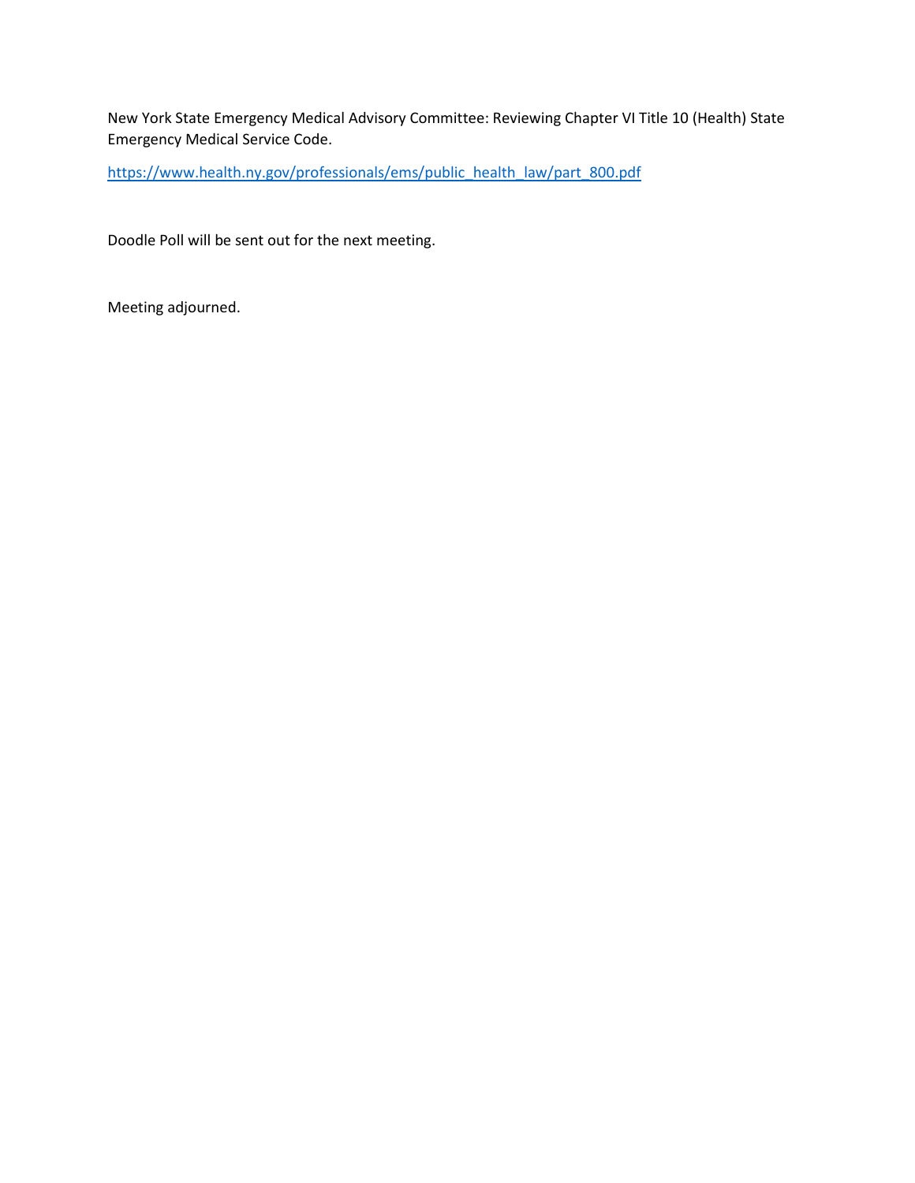New York State Emergency Medical Advisory Committee: Reviewing Chapter VI Title 10 (Health) State Emergency Medical Service Code.

https://www.health.ny.gov/professionals/ems/public_health_law/part_800.pdf

Doodle Poll will be sent out for the next meeting.

Meeting adjourned.